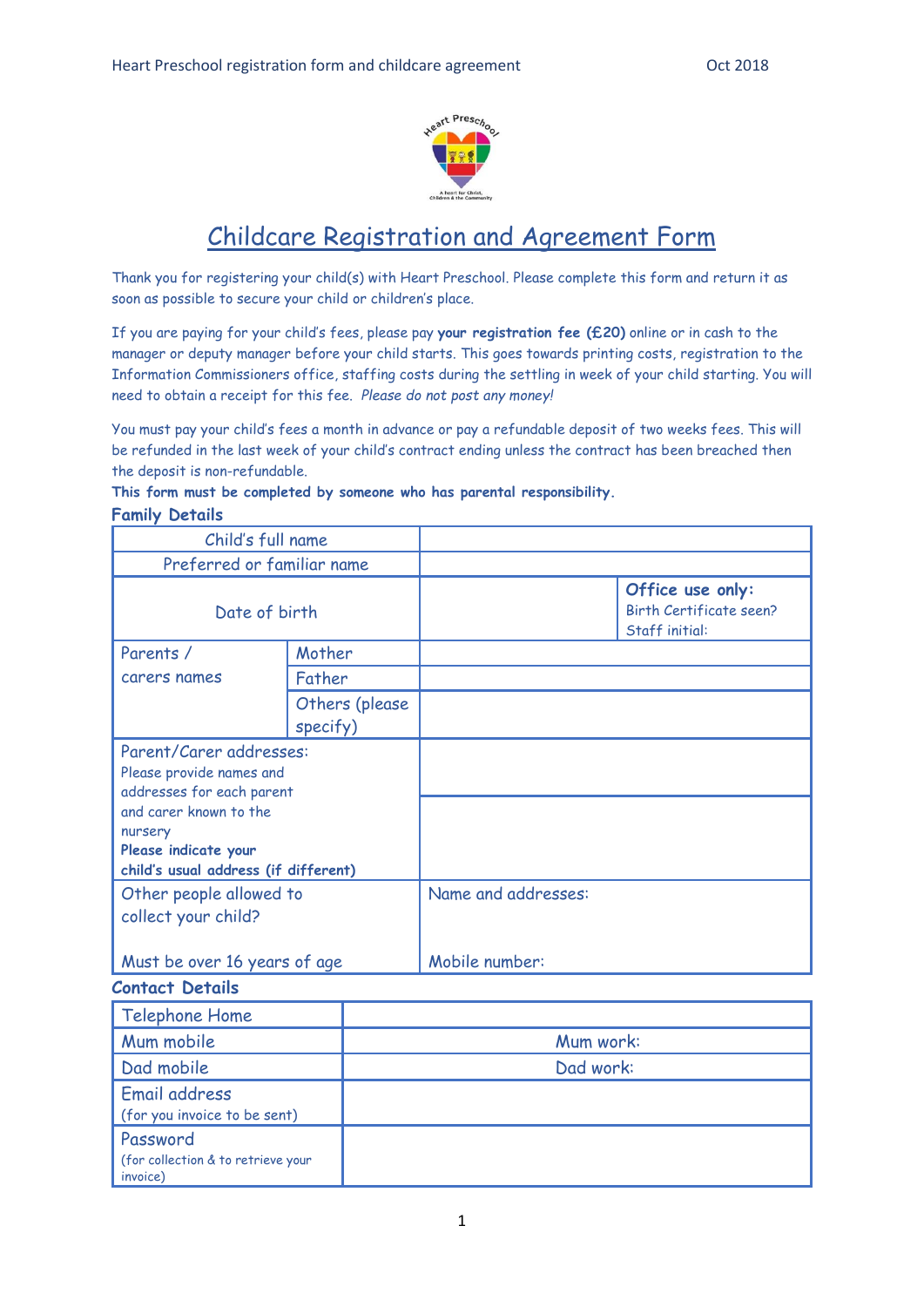# Childcare Registration and Agreement Form

Thank you for registering your child(s) with Heart Preschool. Please complete this form and return it as soon as possible to secure your child or children's place.

If you are paying for your child's fees, please pay **your registration fee (£20)** online or in cash to the manager or deputy manager before your child starts. This goes towards printing costs, registration to the Information Commissioners office, staffing costs during the settling in week of your child starting. You will need to obtain a receipt for this fee. *Please do not post any money!*

You must pay your child's fees a month in advance or pay a refundable deposit of two weeks fees. This will be refunded in the last week of your child's contract ending unless the contract has been breached then the deposit is non-refundable.

**This form must be completed by someone who has parental responsibility.**

## Family Details

| | | | |
|---|---|---|---|
| Child's full name | | | |
| Preferred or familiar name | | | |
| Date of birth | | | **Office use only:** Birth Certificate seen? Staff initial: |
| Parents / carers names | Mother | | |
| | Father | | |
| | Others (please specify) | | |
| Parent/Carer addresses: Please provide names and addresses for each parent and carer known to the nursery **Please indicate your child's usual address (if different)** | | | |
| | | | |
| Other people allowed to collect your child? Must be over 16 years of age | | Name and addresses: Mobile number: | |

## Contact Details

| | | |
|---|---|---|
| Telephone Home | | |
| Mum mobile | | Mum work: |
| Dad mobile | | Dad work: |
| Email address (for you invoice to be sent) | | |
| Password (for collection & to retrieve your invoice) | | |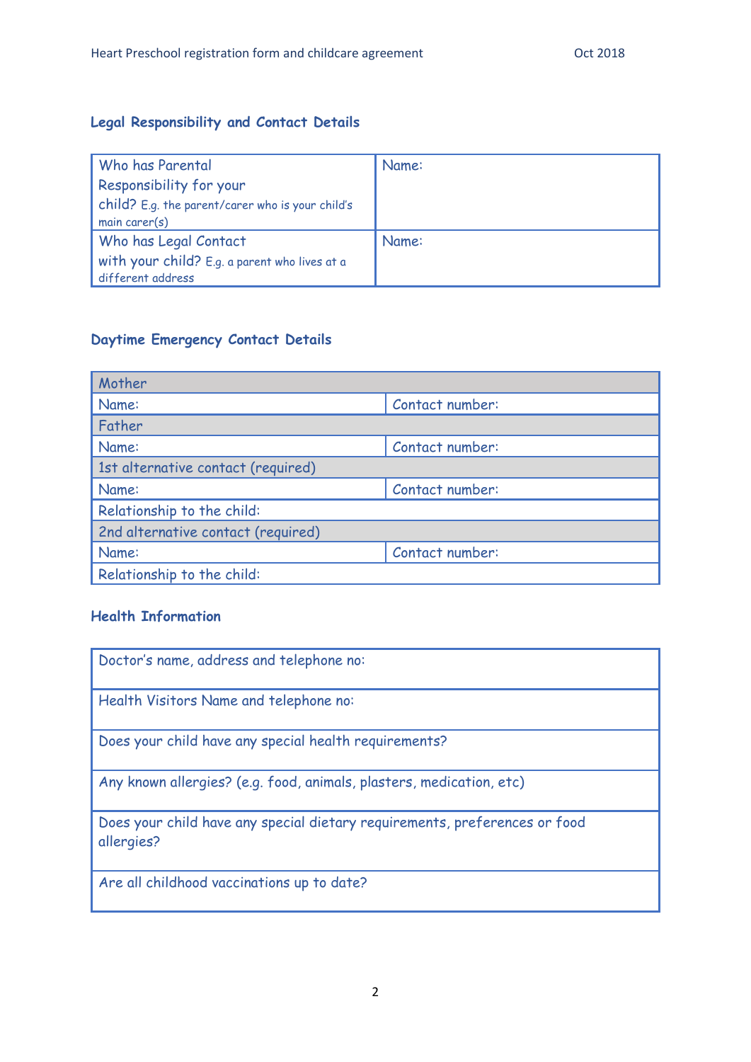## Legal Responsibility and Contact Details

| Who has Parental Responsibility for your child? E.g. the parent/carer who is your child's main carer(s) | Name: |
|---|---|
| Who has Legal Contact with your child? E.g. a parent who lives at a different address | Name: |

## Daytime Emergency Contact Details

| Mother | |
|---|---|
| Name: | Contact number: |
| **Father** | |
| Name: | Contact number: |
| **1st alternative contact (required)** | |
| Name: | Contact number: |
| Relationship to the child: | |
| **2nd alternative contact (required)** | |
| Name: | Contact number: |
| Relationship to the child: | |

## Health Information

| Doctor's name, address and telephone no: |
|---|
| Health Visitors Name and telephone no: |
| Does your child have any special health requirements? |
| Any known allergies? (e.g. food, animals, plasters, medication, etc) |
| Does your child have any special dietary requirements, preferences or food allergies? |
| Are all childhood vaccinations up to date? |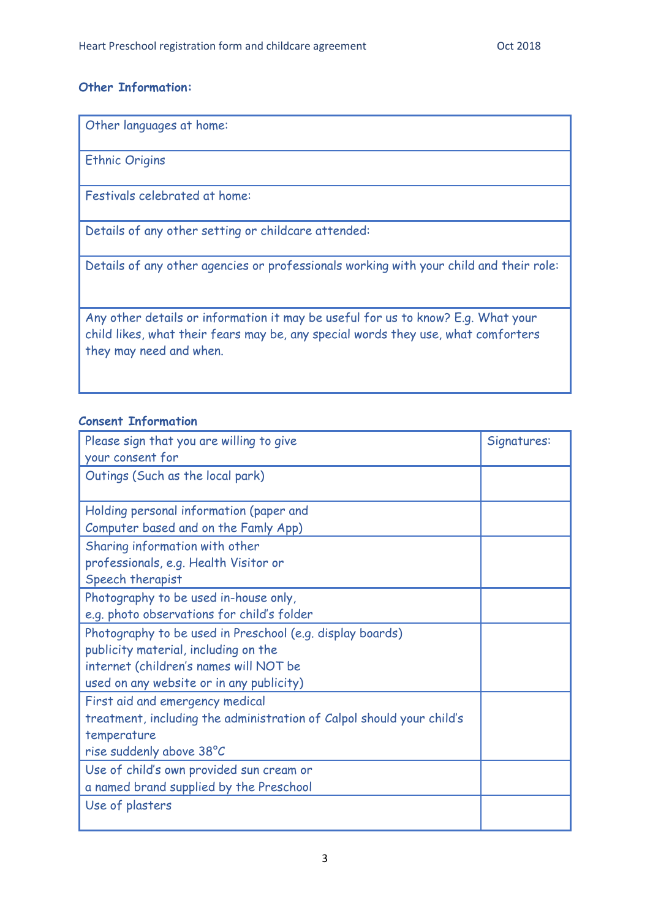### Other Information:

| Other languages at home: |
|---|
| Ethnic Origins |
| Festivals celebrated at home: |
| Details of any other setting or childcare attended: |
| Details of any other agencies or professionals working with your child and their role: |
| Any other details or information it may be useful for us to know? E.g. What your child likes, what their fears may be, any special words they use, what comforters they may need and when. |

### Consent Information

| Please sign that you are willing to give your consent for | Signatures: |
|---|---|
| Outings (Such as the local park) | |
| Holding personal information (paper and Computer based and on the Famly App) | |
| Sharing information with other professionals, e.g. Health Visitor or Speech therapist | |
| Photography to be used in-house only, e.g. photo observations for child's folder | |
| Photography to be used in Preschool (e.g. display boards) publicity material, including on the internet (children's names will NOT be used on any website or in any publicity) | |
| First aid and emergency medical treatment, including the administration of Calpol should your child's temperature rise suddenly above 38°C | |
| Use of child's own provided sun cream or a named brand supplied by the Preschool | |
| Use of plasters | |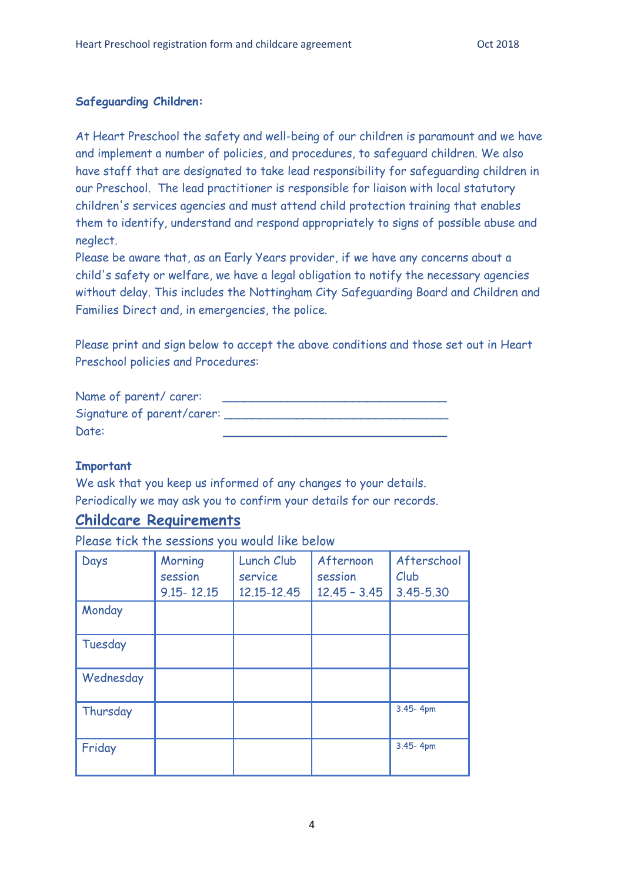**Safeguarding Children:**

At Heart Preschool the safety and well-being of our children is paramount and we have and implement a number of policies, and procedures, to safeguard children. We also have staff that are designated to take lead responsibility for safeguarding children in our Preschool. The lead practitioner is responsible for liaison with local statutory children's services agencies and must attend child protection training that enables them to identify, understand and respond appropriately to signs of possible abuse and neglect.

Please be aware that, as an Early Years provider, if we have any concerns about a child's safety or welfare, we have a legal obligation to notify the necessary agencies without delay. This includes the Nottingham City Safeguarding Board and Children and Families Direct and, in emergencies, the police.

Please print and sign below to accept the above conditions and those set out in Heart Preschool policies and Procedures:

Name of parent/ carer: ________________________________

Signature of parent/carer: ________________________________

Date: ________________________________

**Important**

We ask that you keep us informed of any changes to your details.
Periodically we may ask you to confirm your details for our records.

## Childcare Requirements

Please tick the sessions you would like below

| Days | Morning session 9.15- 12.15 | Lunch Club service 12.15-12.45 | Afternoon session 12.45 - 3.45 | Afterschool Club 3.45-5.30 |
|---|---|---|---|---|
| Monday | | | | |
| Tuesday | | | | |
| Wednesday | | | | |
| Thursday | | | | 3.45- 4pm |
| Friday | | | | 3.45- 4pm |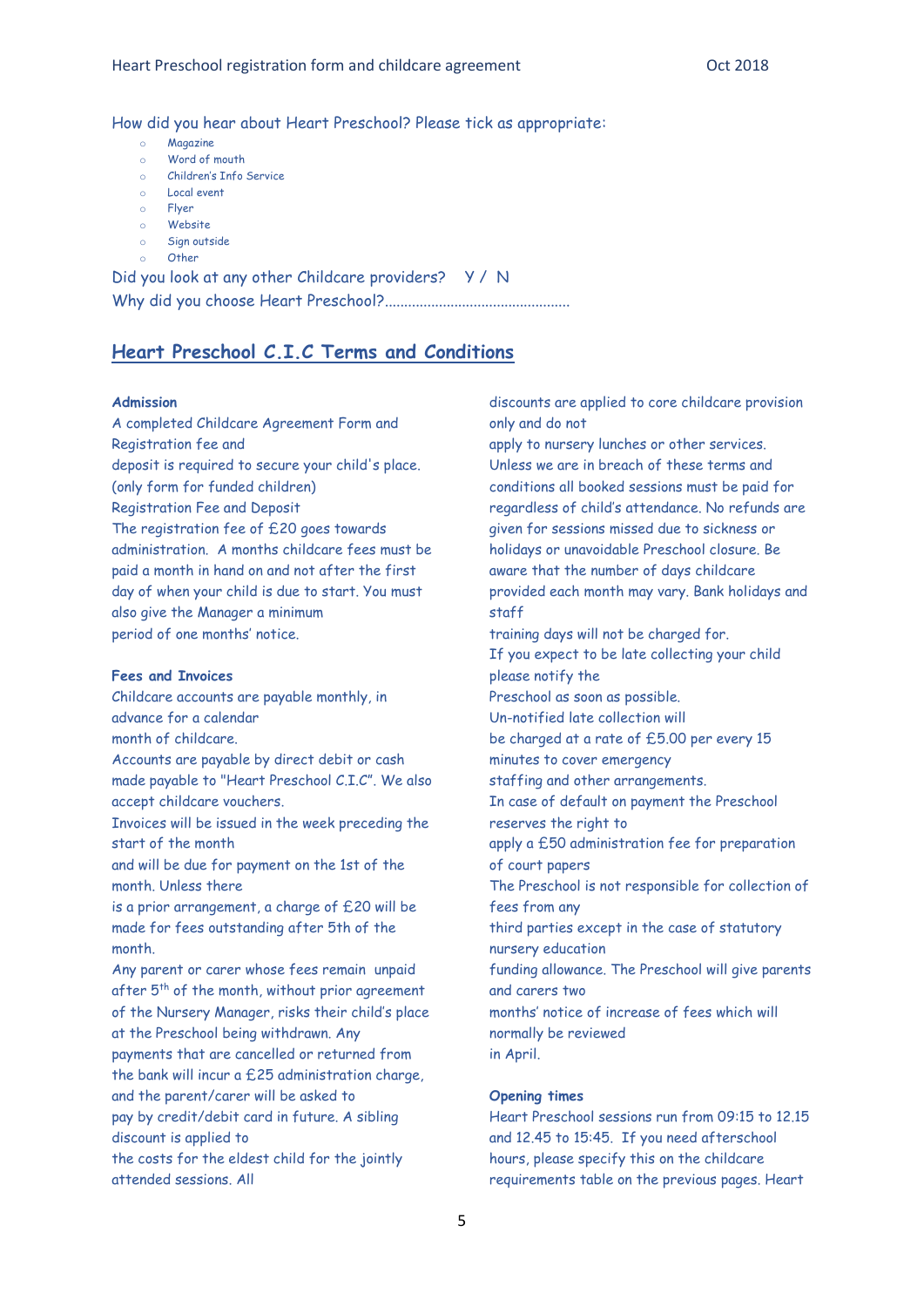How did you hear about Heart Preschool? Please tick as appropriate:

- Magazine
- Word of mouth
- Children's Info Service
- Local event
- Flyer
- Website
- Sign outside
- Other

Did you look at any other Childcare providers? Y / N

Why did you choose Heart Preschool?................................................

## Heart Preschool C.I.C Terms and Conditions

**Admission**

A completed Childcare Agreement Form and Registration fee and deposit is required to secure your child's place. (only form for funded children)

Registration Fee and Deposit

The registration fee of £20 goes towards administration. A months childcare fees must be paid a month in hand on and not after the first day of when your child is due to start. You must also give the Manager a minimum period of one months' notice.

**Fees and Invoices**

Childcare accounts are payable monthly, in advance for a calendar month of childcare.

Accounts are payable by direct debit or cash made payable to "Heart Preschool C.I.C". We also accept childcare vouchers.

Invoices will be issued in the week preceding the start of the month and will be due for payment on the 1st of the month. Unless there is a prior arrangement, a charge of £20 will be made for fees outstanding after 5th of the month.

Any parent or carer whose fees remain unpaid after 5th of the month, without prior agreement of the Nursery Manager, risks their child's place at the Preschool being withdrawn. Any payments that are cancelled or returned from the bank will incur a £25 administration charge, and the parent/carer will be asked to pay by credit/debit card in future. A sibling discount is applied to the costs for the eldest child for the jointly attended sessions. All discounts are applied to core childcare provision only and do not apply to nursery lunches or other services.

Unless we are in breach of these terms and conditions all booked sessions must be paid for regardless of child's attendance. No refunds are given for sessions missed due to sickness or holidays or unavoidable Preschool closure. Be aware that the number of days childcare provided each month may vary. Bank holidays and staff training days will not be charged for.

If you expect to be late collecting your child please notify the Preschool as soon as possible.

Un-notified late collection will be charged at a rate of £5.00 per every 15 minutes to cover emergency staffing and other arrangements.

In case of default on payment the Preschool reserves the right to apply a £50 administration fee for preparation of court papers

The Preschool is not responsible for collection of fees from any third parties except in the case of statutory nursery education funding allowance. The Preschool will give parents and carers two months' notice of increase of fees which will normally be reviewed in April.

**Opening times**

Heart Preschool sessions run from 09:15 to 12.15 and 12.45 to 15:45. If you need afterschool hours, please specify this on the childcare requirements table on the previous pages. Heart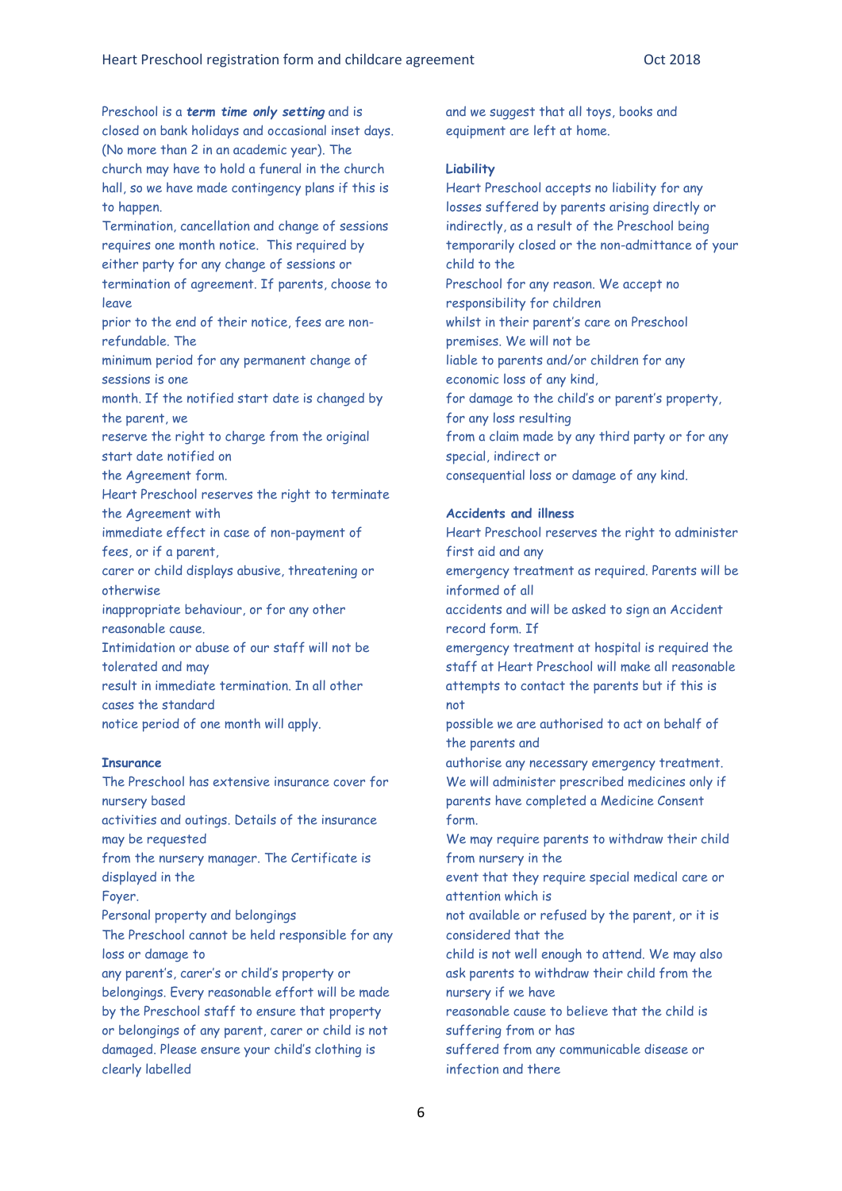Preschool is a ***term time only setting*** and is closed on bank holidays and occasional inset days. (No more than 2 in an academic year). The church may have to hold a funeral in the church hall, so we have made contingency plans if this is to happen.

Termination, cancellation and change of sessions requires one month notice. This required by either party for any change of sessions or termination of agreement. If parents, choose to leave prior to the end of their notice, fees are non-refundable. The minimum period for any permanent change of sessions is one month. If the notified start date is changed by the parent, we reserve the right to charge from the original start date notified on the Agreement form.

Heart Preschool reserves the right to terminate the Agreement with immediate effect in case of non-payment of fees, or if a parent, carer or child displays abusive, threatening or otherwise inappropriate behaviour, or for any other reasonable cause.

Intimidation or abuse of our staff will not be tolerated and may result in immediate termination. In all other cases the standard notice period of one month will apply.

**Insurance**

The Preschool has extensive insurance cover for nursery based activities and outings. Details of the insurance may be requested from the nursery manager. The Certificate is displayed in the Foyer.

Personal property and belongings

The Preschool cannot be held responsible for any loss or damage to any parent's, carer's or child's property or belongings. Every reasonable effort will be made by the Preschool staff to ensure that property or belongings of any parent, carer or child is not damaged. Please ensure your child's clothing is clearly labelled and we suggest that all toys, books and equipment are left at home.

**Liability**

Heart Preschool accepts no liability for any losses suffered by parents arising directly or indirectly, as a result of the Preschool being temporarily closed or the non-admittance of your child to the Preschool for any reason. We accept no responsibility for children whilst in their parent's care on Preschool premises. We will not be liable to parents and/or children for any economic loss of any kind, for damage to the child's or parent's property, for any loss resulting from a claim made by any third party or for any special, indirect or consequential loss or damage of any kind.

**Accidents and illness**

Heart Preschool reserves the right to administer first aid and any emergency treatment as required. Parents will be informed of all accidents and will be asked to sign an Accident record form. If emergency treatment at hospital is required the staff at Heart Preschool will make all reasonable attempts to contact the parents but if this is not possible we are authorised to act on behalf of the parents and authorise any necessary emergency treatment.

We will administer prescribed medicines only if parents have completed a Medicine Consent form.

We may require parents to withdraw their child from nursery in the event that they require special medical care or attention which is not available or refused by the parent, or it is considered that the child is not well enough to attend. We may also ask parents to withdraw their child from the nursery if we have reasonable cause to believe that the child is suffering from or has suffered from any communicable disease or infection and there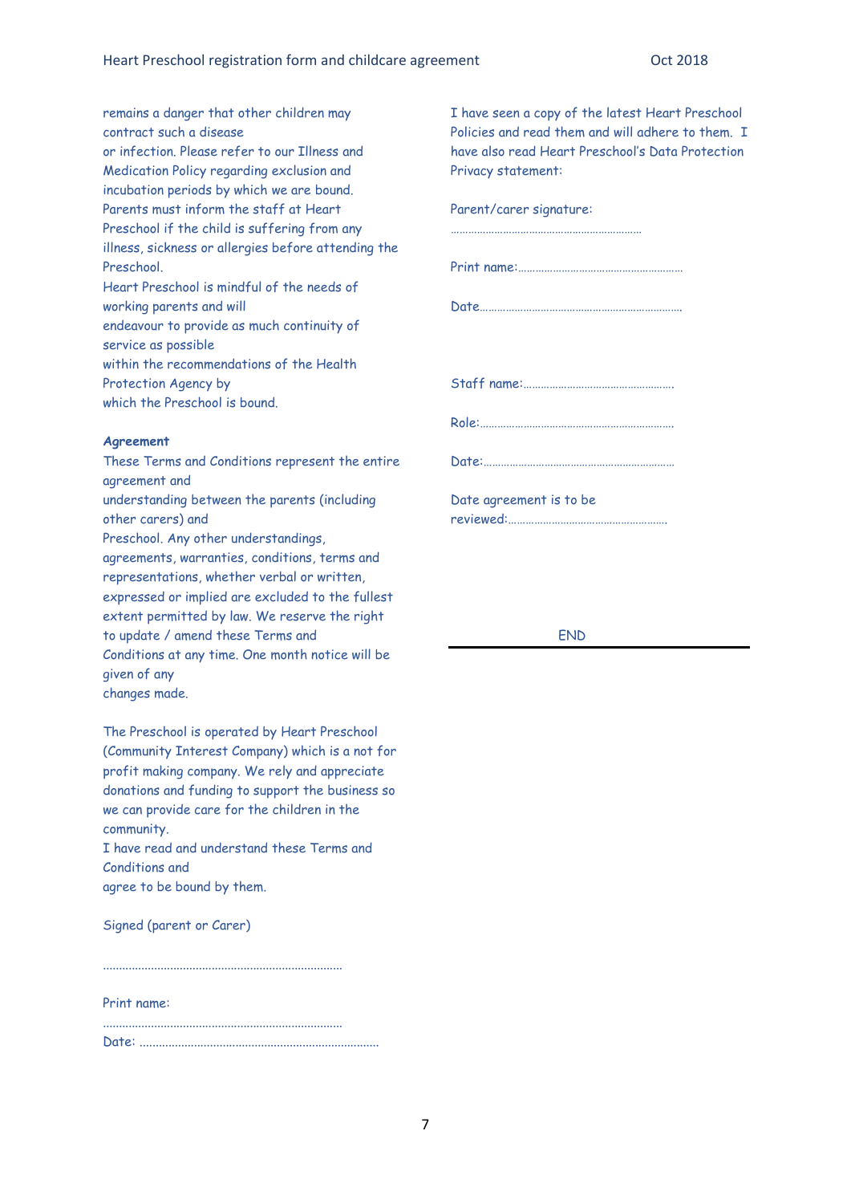remains a danger that other children may contract such a disease or infection. Please refer to our Illness and Medication Policy regarding exclusion and incubation periods by which we are bound. Parents must inform the staff at Heart Preschool if the child is suffering from any illness, sickness or allergies before attending the Preschool.

Heart Preschool is mindful of the needs of working parents and will endeavour to provide as much continuity of service as possible within the recommendations of the Health Protection Agency by which the Preschool is bound.

**Agreement**

These Terms and Conditions represent the entire agreement and understanding between the parents (including other carers) and Preschool. Any other understandings, agreements, warranties, conditions, terms and representations, whether verbal or written, expressed or implied are excluded to the fullest extent permitted by law. We reserve the right to update / amend these Terms and Conditions at any time. One month notice will be given of any changes made.

The Preschool is operated by Heart Preschool (Community Interest Company) which is a not for profit making company. We rely and appreciate donations and funding to support the business so we can provide care for the children in the community.

I have read and understand these Terms and Conditions and agree to be bound by them.

Signed (parent or Carer)

……………………………………………………………………

Print name:

……………………………………………………………………

Date: ……………………………………………………………………

I have seen a copy of the latest Heart Preschool Policies and read them and will adhere to them. I have also read Heart Preschool's Data Protection Privacy statement:

Parent/carer signature:

…………………………………………………………

Print name:……………………………………………

Date……………………………………………………………

Staff name:……………………………………………

Role:……………………………………………………………

Date:……………………………………………………………

Date agreement is to be reviewed:…………………………………………

END